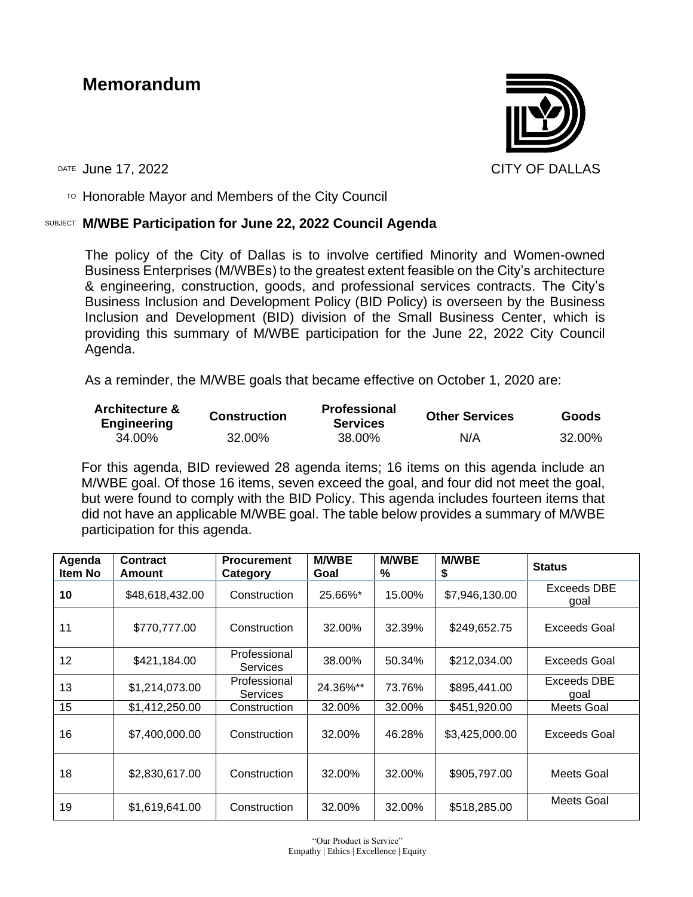# Memorandum

CITY OF DALLAS

DATE June 17, 2022

TO Honorable Mayor and Members of the City Council

SUBJECT **M/WBE Participation for June 22, 2022 Council Agenda**

The policy of the City of Dallas is to involve certified Minority and Women-owned Business Enterprises (M/WBEs) to the greatest extent feasible on the City's architecture & engineering, construction, goods, and professional services contracts. The City's Business Inclusion and Development Policy (BID Policy) is overseen by the Business Inclusion and Development (BID) division of the Small Business Center, which is providing this summary of M/WBE participation for the June 22, 2022 City Council Agenda.

As a reminder, the M/WBE goals that became effective on October 1, 2020 are:

| Architecture & Engineering | Construction | Professional Services | Other Services | Goods |
|---|---|---|---|---|
| 34.00% | 32.00% | 38.00% | N/A | 32.00% |

For this agenda, BID reviewed 28 agenda items; 16 items on this agenda include an M/WBE goal. Of those 16 items, seven exceed the goal, and four did not meet the goal, but were found to comply with the BID Policy. This agenda includes fourteen items that did not have an applicable M/WBE goal. The table below provides a summary of M/WBE participation for this agenda.

| Agenda Item No | Contract Amount | Procurement Category | M/WBE Goal | M/WBE % | M/WBE $ | Status |
|---|---|---|---|---|---|---|
| **10** | $48,618,432.00 | Construction | 25.66%* | 15.00% | $7,946,130.00 | Exceeds DBE goal |
| 11 | $770,777.00 | Construction | 32.00% | 32.39% | $249,652.75 | Exceeds Goal |
| 12 | $421,184.00 | Professional Services | 38.00% | 50.34% | $212,034.00 | Exceeds Goal |
| 13 | $1,214,073.00 | Professional Services | 24.36%** | 73.76% | $895,441.00 | Exceeds DBE goal |
| 15 | $1,412,250.00 | Construction | 32.00% | 32.00% | $451,920.00 | Meets Goal |
| 16 | $7,400,000.00 | Construction | 32.00% | 46.28% | $3,425,000.00 | Exceeds Goal |
| 18 | $2,830,617.00 | Construction | 32.00% | 32.00% | $905,797.00 | Meets Goal |
| 19 | $1,619,641.00 | Construction | 32.00% | 32.00% | $518,285.00 | Meets Goal |

"Our Product is Service"
Empathy | Ethics | Excellence | Equity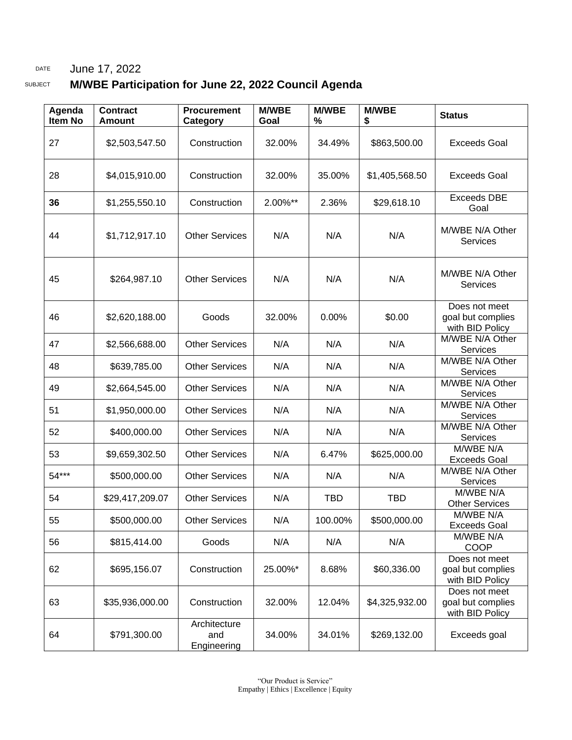DATE June 17, 2022

SUBJECT **M/WBE Participation for June 22, 2022 Council Agenda**

| Agenda Item No | Contract Amount | Procurement Category | M/WBE Goal | M/WBE % | M/WBE $ | Status |
|---|---|---|---|---|---|---|
| 27 | $2,503,547.50 | Construction | 32.00% | 34.49% | $863,500.00 | Exceeds Goal |
| 28 | $4,015,910.00 | Construction | 32.00% | 35.00% | $1,405,568.50 | Exceeds Goal |
| **36** | $1,255,550.10 | Construction | 2.00%** | 2.36% | $29,618.10 | Exceeds DBE Goal |
| 44 | $1,712,917.10 | Other Services | N/A | N/A | N/A | M/WBE N/A Other Services |
| 45 | $264,987.10 | Other Services | N/A | N/A | N/A | M/WBE N/A Other Services |
| 46 | $2,620,188.00 | Goods | 32.00% | 0.00% | $0.00 | Does not meet goal but complies with BID Policy |
| 47 | $2,566,688.00 | Other Services | N/A | N/A | N/A | M/WBE N/A Other Services |
| 48 | $639,785.00 | Other Services | N/A | N/A | N/A | M/WBE N/A Other Services |
| 49 | $2,664,545.00 | Other Services | N/A | N/A | N/A | M/WBE N/A Other Services |
| 51 | $1,950,000.00 | Other Services | N/A | N/A | N/A | M/WBE N/A Other Services |
| 52 | $400,000.00 | Other Services | N/A | N/A | N/A | M/WBE N/A Other Services |
| 53 | $9,659,302.50 | Other Services | N/A | 6.47% | $625,000.00 | M/WBE N/A Exceeds Goal |
| 54*** | $500,000.00 | Other Services | N/A | N/A | N/A | M/WBE N/A Other Services |
| 54 | $29,417,209.07 | Other Services | N/A | TBD | TBD | M/WBE N/A Other Services |
| 55 | $500,000.00 | Other Services | N/A | 100.00% | $500,000.00 | M/WBE N/A Exceeds Goal |
| 56 | $815,414.00 | Goods | N/A | N/A | N/A | M/WBE N/A COOP |
| 62 | $695,156.07 | Construction | 25.00%* | 8.68% | $60,336.00 | Does not meet goal but complies with BID Policy |
| 63 | $35,936,000.00 | Construction | 32.00% | 12.04% | $4,325,932.00 | Does not meet goal but complies with BID Policy |
| 64 | $791,300.00 | Architecture and Engineering | 34.00% | 34.01% | $269,132.00 | Exceeds goal |

"Our Product is Service"
Empathy | Ethics | Excellence | Equity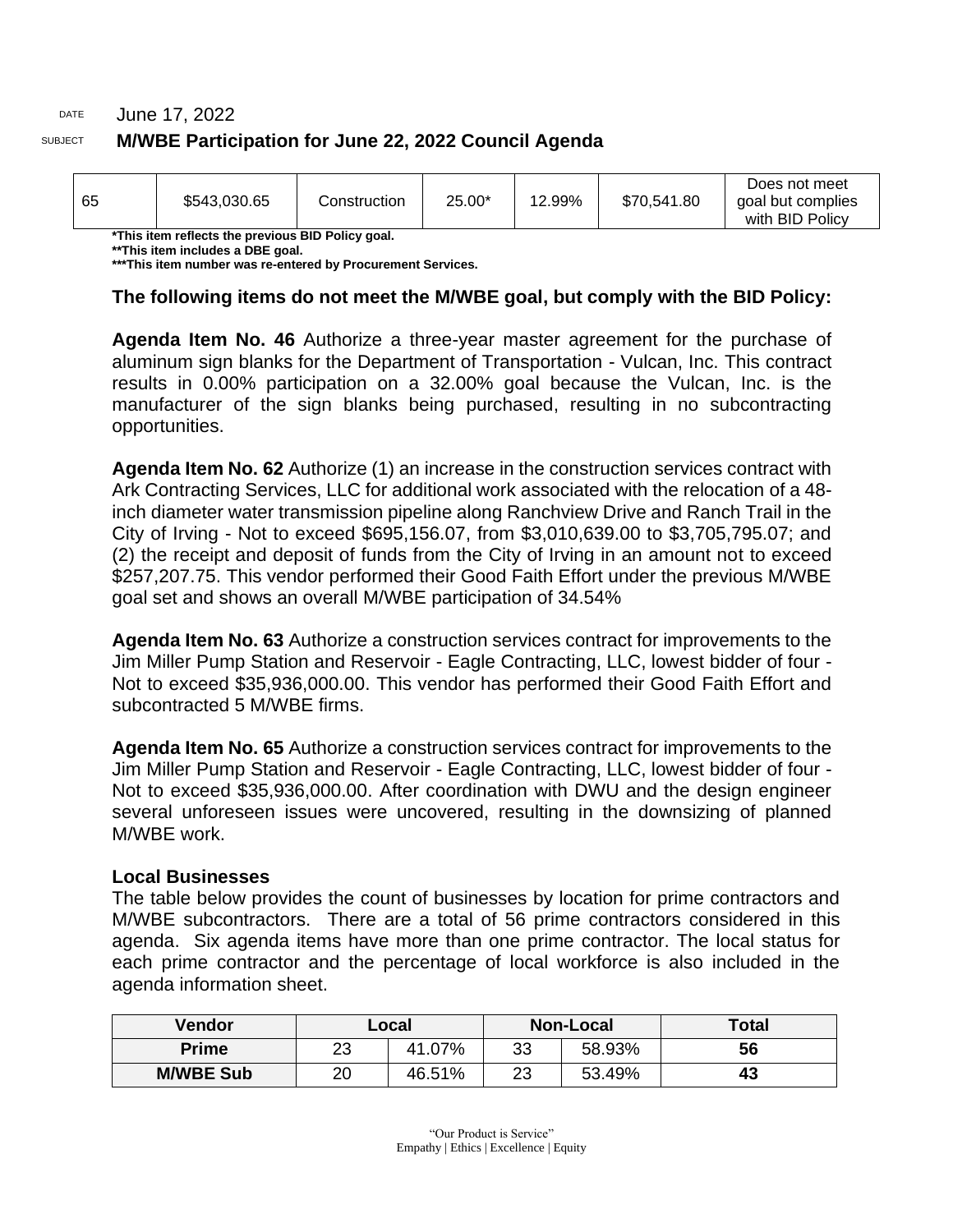DATE June 17, 2022

SUBJECT **M/WBE Participation for June 22, 2022 Council Agenda**

| | | | | | | |
|---|---|---|---|---|---|---|
| 65 | $543,030.65 | Construction | 25.00* | 12.99% | $70,541.80 | Does not meet goal but complies with BID Policy |

***This item reflects the previous BID Policy goal.**
****This item includes a DBE goal.**
*****This item number was re-entered by Procurement Services.**

**The following items do not meet the M/WBE goal, but comply with the BID Policy:**

**Agenda Item No. 46** Authorize a three-year master agreement for the purchase of aluminum sign blanks for the Department of Transportation - Vulcan, Inc. This contract results in 0.00% participation on a 32.00% goal because the Vulcan, Inc. is the manufacturer of the sign blanks being purchased, resulting in no subcontracting opportunities.

**Agenda Item No. 62** Authorize (1) an increase in the construction services contract with Ark Contracting Services, LLC for additional work associated with the relocation of a 48-inch diameter water transmission pipeline along Ranchview Drive and Ranch Trail in the City of Irving - Not to exceed $695,156.07, from $3,010,639.00 to $3,705,795.07; and (2) the receipt and deposit of funds from the City of Irving in an amount not to exceed $257,207.75. This vendor performed their Good Faith Effort under the previous M/WBE goal set and shows an overall M/WBE participation of 34.54%

**Agenda Item No. 63** Authorize a construction services contract for improvements to the Jim Miller Pump Station and Reservoir - Eagle Contracting, LLC, lowest bidder of four - Not to exceed $35,936,000.00. This vendor has performed their Good Faith Effort and subcontracted 5 M/WBE firms.

**Agenda Item No. 65** Authorize a construction services contract for improvements to the Jim Miller Pump Station and Reservoir - Eagle Contracting, LLC, lowest bidder of four - Not to exceed $35,936,000.00. After coordination with DWU and the design engineer several unforeseen issues were uncovered, resulting in the downsizing of planned M/WBE work.

**Local Businesses**

The table below provides the count of businesses by location for prime contractors and M/WBE subcontractors. There are a total of 56 prime contractors considered in this agenda. Six agenda items have more than one prime contractor. The local status for each prime contractor and the percentage of local workforce is also included in the agenda information sheet.

| Vendor | Local | | Non-Local | | Total |
|---|---|---|---|---|---|
| **Prime** | 23 | 41.07% | 33 | 58.93% | **56** |
| **M/WBE Sub** | 20 | 46.51% | 23 | 53.49% | **43** |

"Our Product is Service"
Empathy | Ethics | Excellence | Equity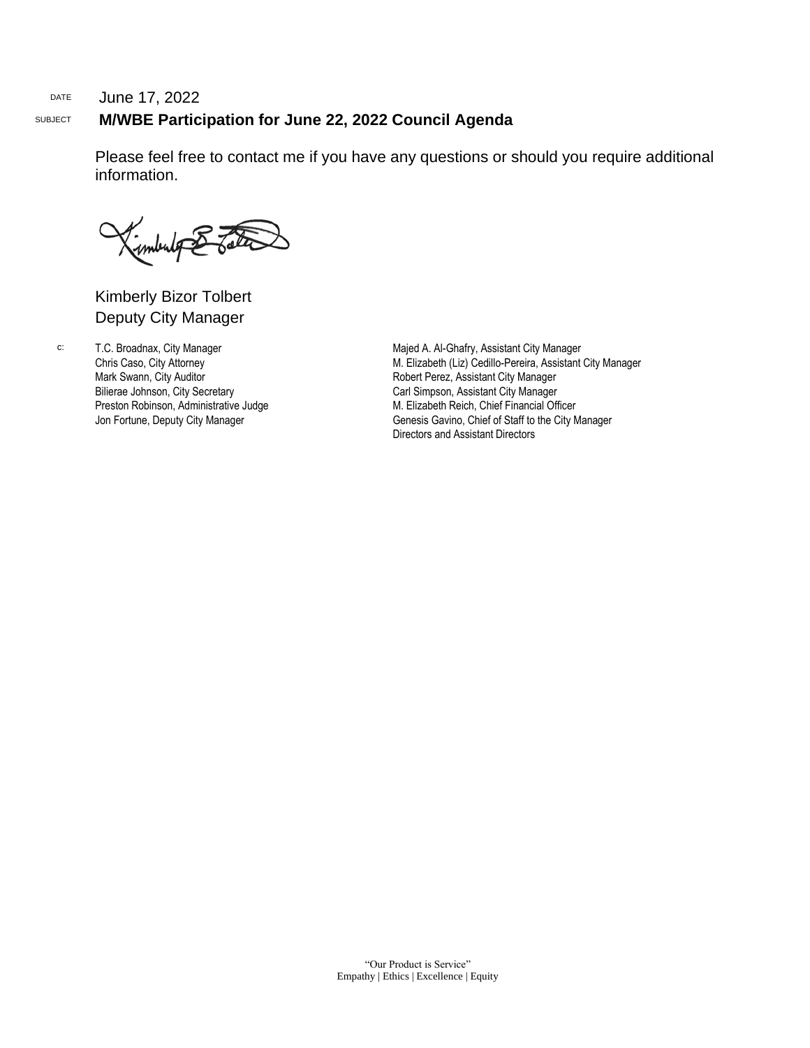DATE June 17, 2022

SUBJECT **M/WBE Participation for June 22, 2022 Council Agenda**

Please feel free to contact me if you have any questions or should you require additional information.

Kimberly Bizor Tolbert
Deputy City Manager

c:
T.C. Broadnax, City Manager
Chris Caso, City Attorney
Mark Swann, City Auditor
Bilierae Johnson, City Secretary
Preston Robinson, Administrative Judge
Jon Fortune, Deputy City Manager
Majed A. Al-Ghafry, Assistant City Manager
M. Elizabeth (Liz) Cedillo-Pereira, Assistant City Manager
Robert Perez, Assistant City Manager
Carl Simpson, Assistant City Manager
M. Elizabeth Reich, Chief Financial Officer
Genesis Gavino, Chief of Staff to the City Manager
Directors and Assistant Directors

"Our Product is Service"
Empathy | Ethics | Excellence | Equity